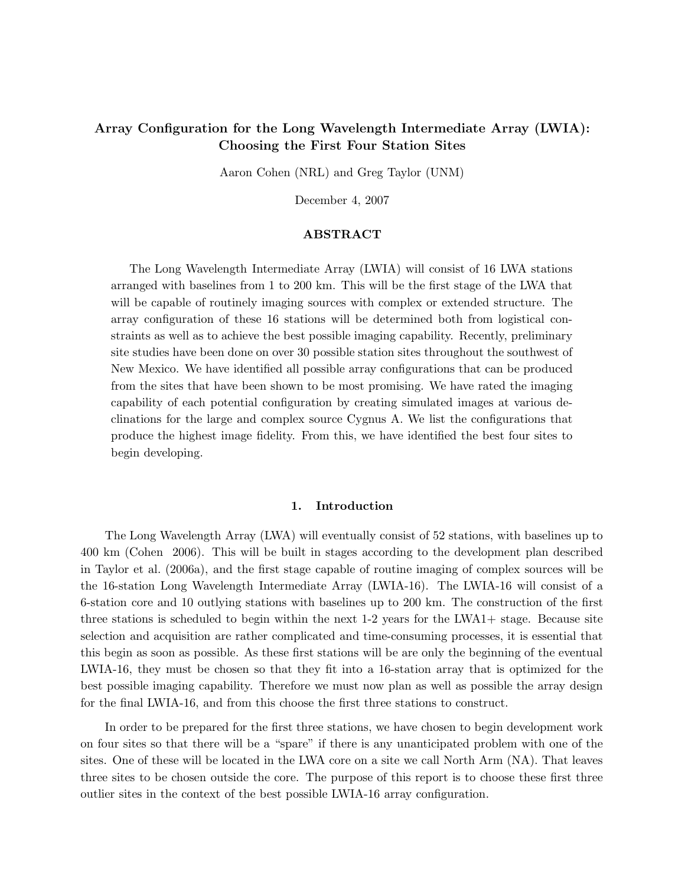# Array Configuration for the Long Wavelength Intermediate Array (LWIA): Choosing the First Four Station Sites

Aaron Cohen (NRL) and Greg Taylor (UNM)

December 4, 2007

## ABSTRACT

The Long Wavelength Intermediate Array (LWIA) will consist of 16 LWA stations arranged with baselines from 1 to 200 km. This will be the first stage of the LWA that will be capable of routinely imaging sources with complex or extended structure. The array configuration of these 16 stations will be determined both from logistical constraints as well as to achieve the best possible imaging capability. Recently, preliminary site studies have been done on over 30 possible station sites throughout the southwest of New Mexico. We have identified all possible array configurations that can be produced from the sites that have been shown to be most promising. We have rated the imaging capability of each potential configuration by creating simulated images at various declinations for the large and complex source Cygnus A. We list the configurations that produce the highest image fidelity. From this, we have identified the best four sites to begin developing.

## 1. Introduction

The Long Wavelength Array (LWA) will eventually consist of 52 stations, with baselines up to 400 km (Cohen 2006). This will be built in stages according to the development plan described in Taylor et al. (2006a), and the first stage capable of routine imaging of complex sources will be the 16-station Long Wavelength Intermediate Array (LWIA-16). The LWIA-16 will consist of a 6-station core and 10 outlying stations with baselines up to 200 km. The construction of the first three stations is scheduled to begin within the next 1-2 years for the LWA1+ stage. Because site selection and acquisition are rather complicated and time-consuming processes, it is essential that this begin as soon as possible. As these first stations will be are only the beginning of the eventual LWIA-16, they must be chosen so that they fit into a 16-station array that is optimized for the best possible imaging capability. Therefore we must now plan as well as possible the array design for the final LWIA-16, and from this choose the first three stations to construct.

In order to be prepared for the first three stations, we have chosen to begin development work on four sites so that there will be a "spare" if there is any unanticipated problem with one of the sites. One of these will be located in the LWA core on a site we call North Arm (NA). That leaves three sites to be chosen outside the core. The purpose of this report is to choose these first three outlier sites in the context of the best possible LWIA-16 array configuration.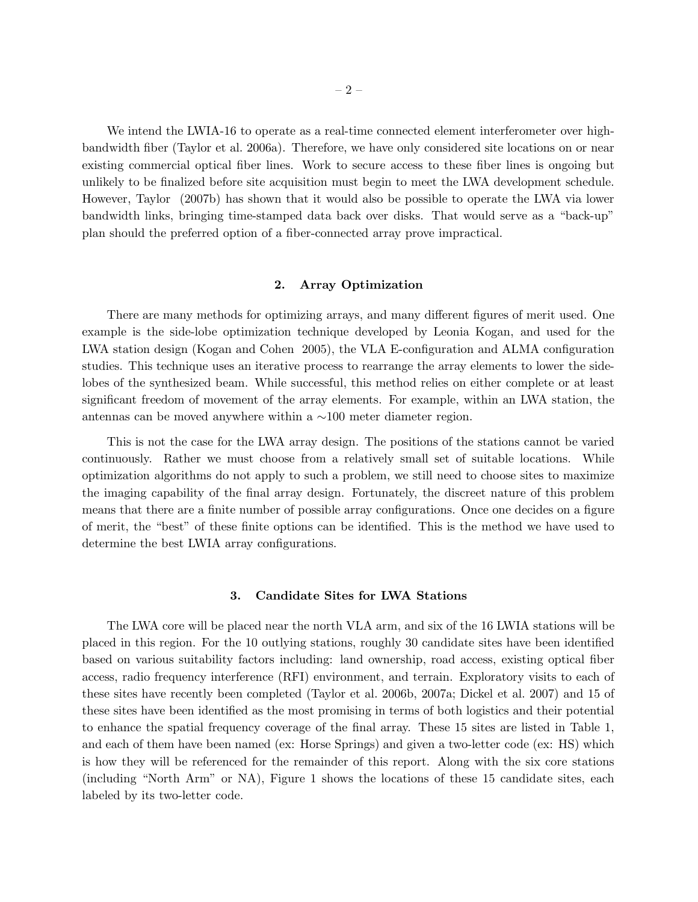We intend the LWIA-16 to operate as a real-time connected element interferometer over high-bandwidth fiber (Taylor et al. 2006a). Therefore, we have only considered site locations on or near existing commercial optical fiber lines. Work to secure access to these fiber lines is ongoing but unlikely to be finalized before site acquisition must begin to meet the LWA development schedule. However, Taylor (2007b) has shown that it would also be possible to operate the LWA via lower bandwidth links, bringing time-stamped data back over disks. That would serve as a "back-up" plan should the preferred option of a fiber-connected array prove impractical.

## 2. Array Optimization

There are many methods for optimizing arrays, and many different figures of merit used. One example is the side-lobe optimization technique developed by Leonia Kogan, and used for the LWA station design (Kogan and Cohen 2005), the VLA E-configuration and ALMA configuration studies. This technique uses an iterative process to rearrange the array elements to lower the side-lobes of the synthesized beam. While successful, this method relies on either complete or at least significant freedom of movement of the array elements. For example, within an LWA station, the antennas can be moved anywhere within a $\sim$100 meter diameter region.

This is not the case for the LWA array design. The positions of the stations cannot be varied continuously. Rather we must choose from a relatively small set of suitable locations. While optimization algorithms do not apply to such a problem, we still need to choose sites to maximize the imaging capability of the final array design. Fortunately, the discreet nature of this problem means that there are a finite number of possible array configurations. Once one decides on a figure of merit, the "best" of these finite options can be identified. This is the method we have used to determine the best LWIA array configurations.

## 3. Candidate Sites for LWA Stations

The LWA core will be placed near the north VLA arm, and six of the 16 LWIA stations will be placed in this region. For the 10 outlying stations, roughly 30 candidate sites have been identified based on various suitability factors including: land ownership, road access, existing optical fiber access, radio frequency interference (RFI) environment, and terrain. Exploratory visits to each of these sites have recently been completed (Taylor et al. 2006b, 2007a; Dickel et al. 2007) and 15 of these sites have been identified as the most promising in terms of both logistics and their potential to enhance the spatial frequency coverage of the final array. These 15 sites are listed in Table 1, and each of them have been named (ex: Horse Springs) and given a two-letter code (ex: HS) which is how they will be referenced for the remainder of this report. Along with the six core stations (including "North Arm" or NA), Figure 1 shows the locations of these 15 candidate sites, each labeled by its two-letter code.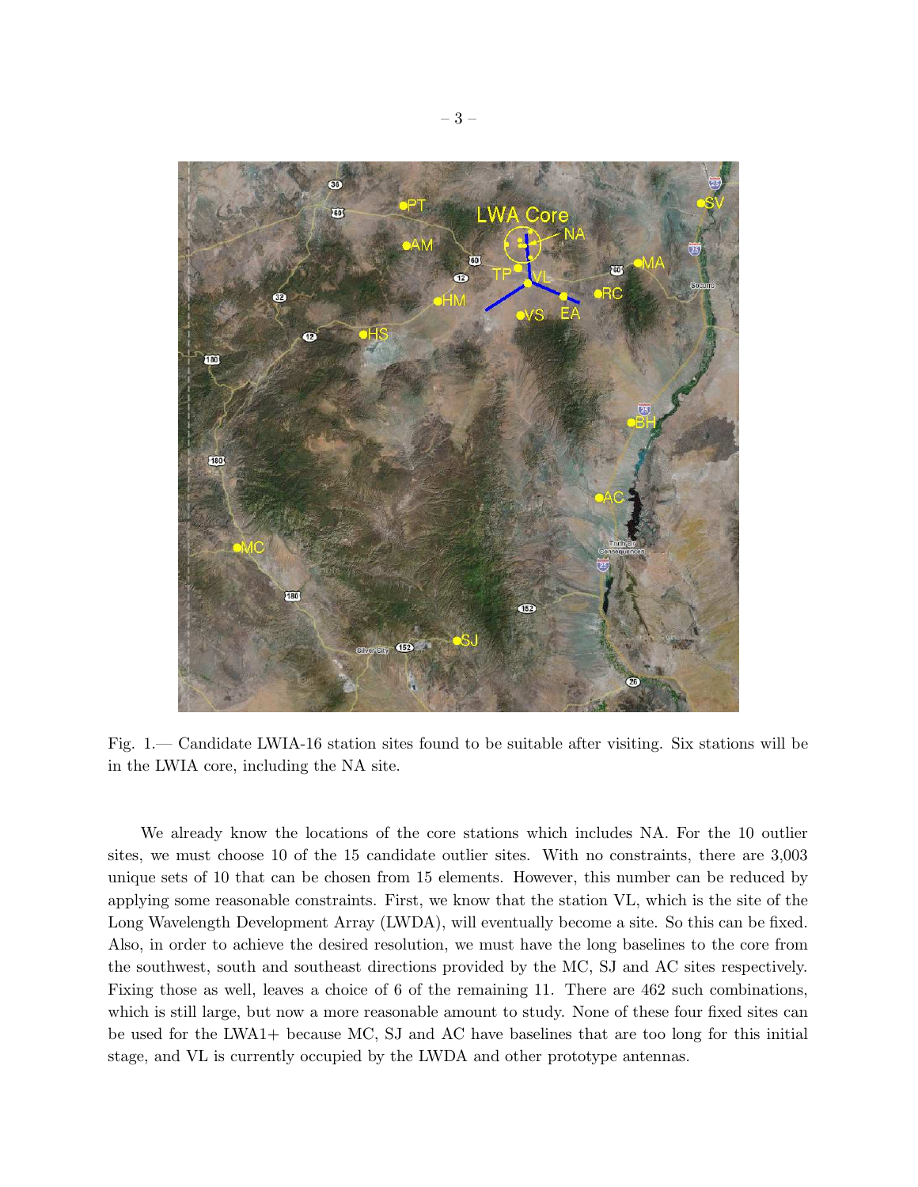Fig. 1.— Candidate LWIA-16 station sites found to be suitable after visiting. Six stations will be in the LWIA core, including the NA site.

We already know the locations of the core stations which includes NA. For the 10 outlier sites, we must choose 10 of the 15 candidate outlier sites. With no constraints, there are 3,003 unique sets of 10 that can be chosen from 15 elements. However, this number can be reduced by applying some reasonable constraints. First, we know that the station VL, which is the site of the Long Wavelength Development Array (LWDA), will eventually become a site. So this can be fixed. Also, in order to achieve the desired resolution, we must have the long baselines to the core from the southwest, south and southeast directions provided by the MC, SJ and AC sites respectively. Fixing those as well, leaves a choice of 6 of the remaining 11. There are 462 such combinations, which is still large, but now a more reasonable amount to study. None of these four fixed sites can be used for the LWA1+ because MC, SJ and AC have baselines that are too long for this initial stage, and VL is currently occupied by the LWDA and other prototype antennas.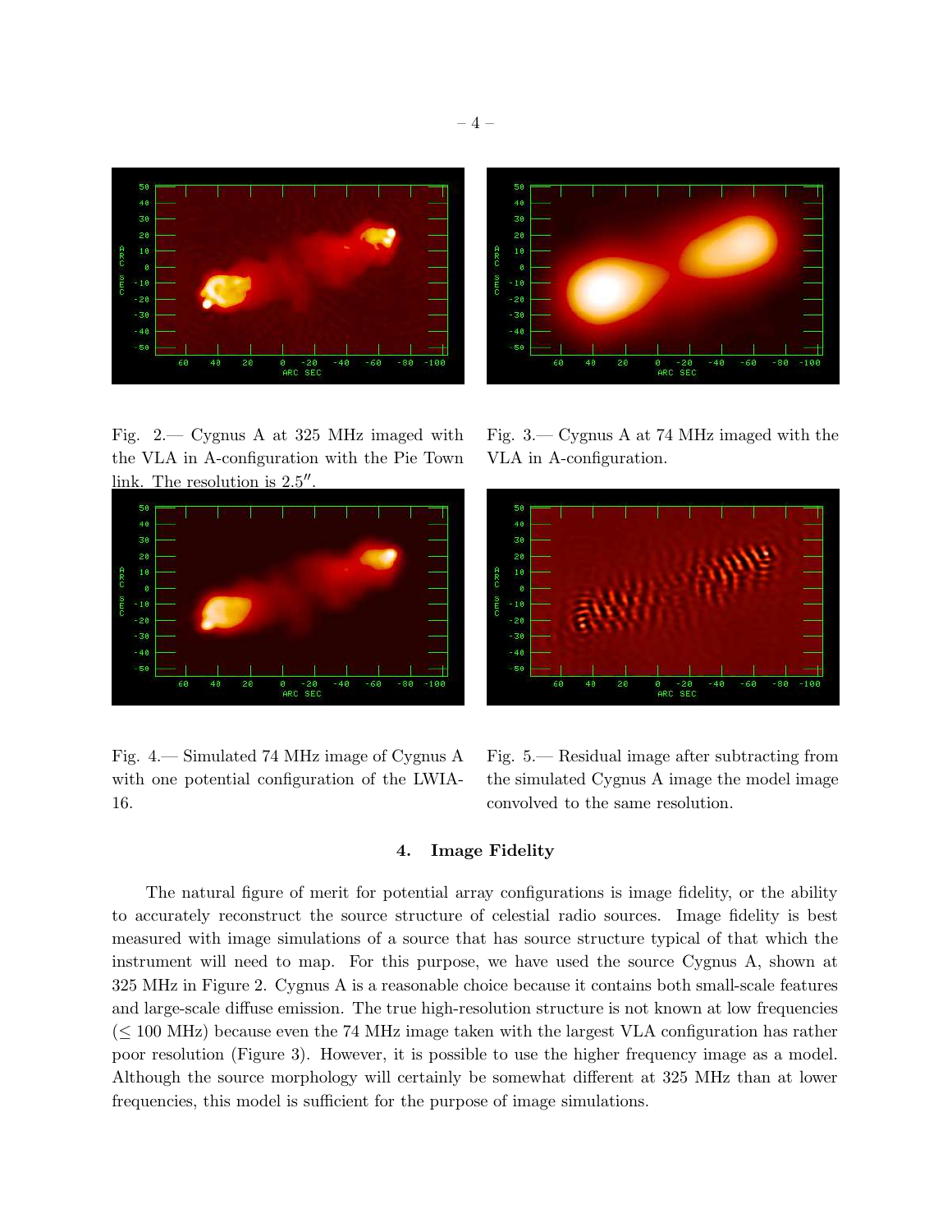Fig. 2.— Cygnus A at 325 MHz imaged with the VLA in A-configuration with the Pie Town link. The resolution is 2.5″.

Fig. 3.— Cygnus A at 74 MHz imaged with the VLA in A-configuration.

Fig. 4.— Simulated 74 MHz image of Cygnus A with one potential configuration of the LWIA-16.

Fig. 5.— Residual image after subtracting from the simulated Cygnus A image the model image convolved to the same resolution.

## 4. Image Fidelity

The natural figure of merit for potential array configurations is image fidelity, or the ability to accurately reconstruct the source structure of celestial radio sources. Image fidelity is best measured with image simulations of a source that has source structure typical of that which the instrument will need to map. For this purpose, we have used the source Cygnus A, shown at 325 MHz in Figure 2. Cygnus A is a reasonable choice because it contains both small-scale features and large-scale diffuse emission. The true high-resolution structure is not known at low frequencies ($\leq$ 100 MHz) because even the 74 MHz image taken with the largest VLA configuration has rather poor resolution (Figure 3). However, it is possible to use the higher frequency image as a model. Although the source morphology will certainly be somewhat different at 325 MHz than at lower frequencies, this model is sufficient for the purpose of image simulations.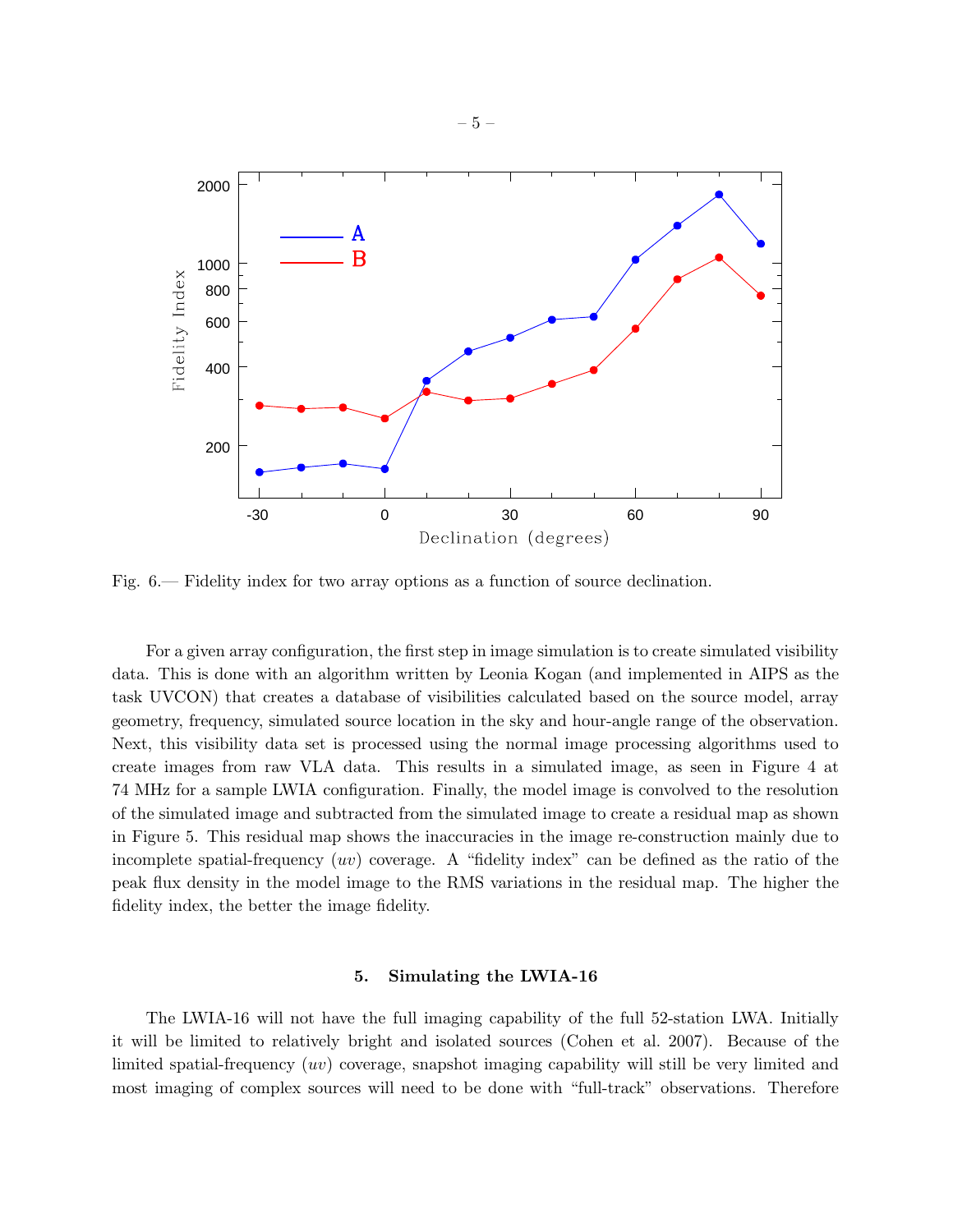Fig. 6.— Fidelity index for two array options as a function of source declination.

For a given array configuration, the first step in image simulation is to create simulated visibility data. This is done with an algorithm written by Leonia Kogan (and implemented in AIPS as the task UVCON) that creates a database of visibilities calculated based on the source model, array geometry, frequency, simulated source location in the sky and hour-angle range of the observation. Next, this visibility data set is processed using the normal image processing algorithms used to create images from raw VLA data. This results in a simulated image, as seen in Figure 4 at 74 MHz for a sample LWIA configuration. Finally, the model image is convolved to the resolution of the simulated image and subtracted from the simulated image to create a residual map as shown in Figure 5. This residual map shows the inaccuracies in the image re-construction mainly due to incomplete spatial-frequency ($uv$) coverage. A "fidelity index" can be defined as the ratio of the peak flux density in the model image to the RMS variations in the residual map. The higher the fidelity index, the better the image fidelity.

## 5. Simulating the LWIA-16

The LWIA-16 will not have the full imaging capability of the full 52-station LWA. Initially it will be limited to relatively bright and isolated sources (Cohen et al. 2007). Because of the limited spatial-frequency ($uv$) coverage, snapshot imaging capability will still be very limited and most imaging of complex sources will need to be done with "full-track" observations. Therefore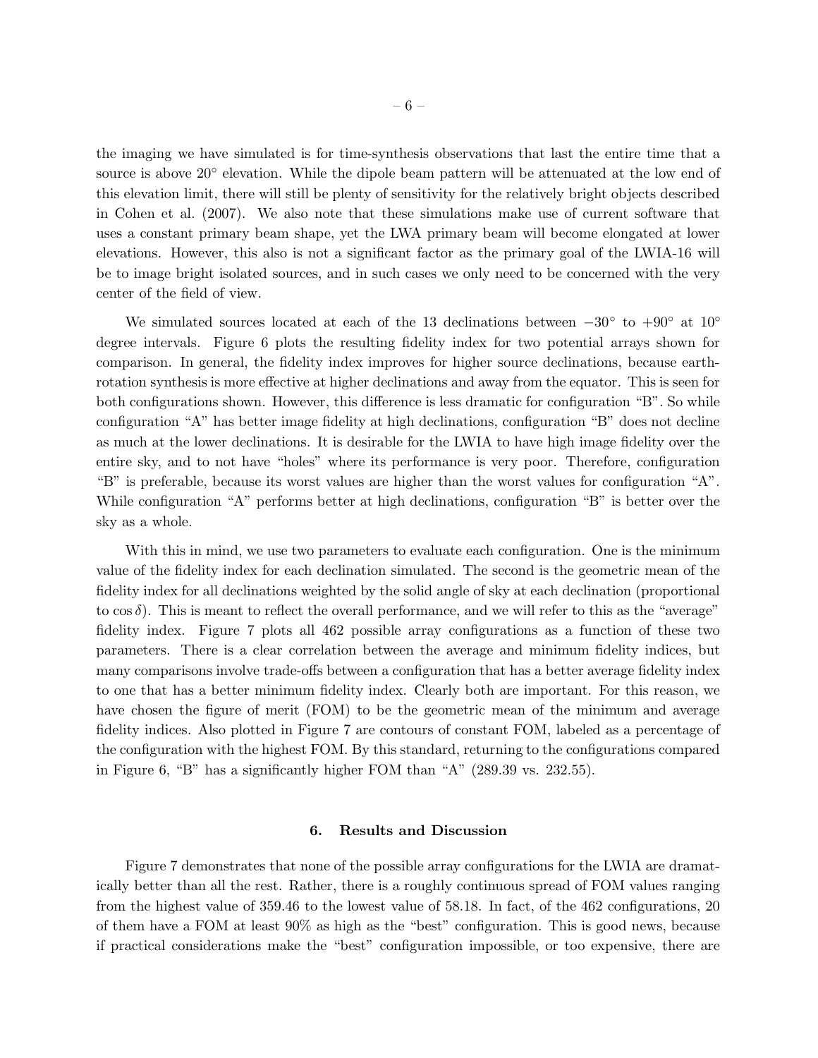the imaging we have simulated is for time-synthesis observations that last the entire time that a source is above $20^{\circ}$ elevation. While the dipole beam pattern will be attenuated at the low end of this elevation limit, there will still be plenty of sensitivity for the relatively bright objects described in Cohen et al. (2007). We also note that these simulations make use of current software that uses a constant primary beam shape, yet the LWA primary beam will become elongated at lower elevations. However, this also is not a significant factor as the primary goal of the LWIA-16 will be to image bright isolated sources, and in such cases we only need to be concerned with the very center of the field of view.

We simulated sources located at each of the 13 declinations between $-30^{\circ}$ to $+90^{\circ}$ at $10^{\circ}$ degree intervals. Figure 6 plots the resulting fidelity index for two potential arrays shown for comparison. In general, the fidelity index improves for higher source declinations, because earth-rotation synthesis is more effective at higher declinations and away from the equator. This is seen for both configurations shown. However, this difference is less dramatic for configuration "B". So while configuration "A" has better image fidelity at high declinations, configuration "B" does not decline as much at the lower declinations. It is desirable for the LWIA to have high image fidelity over the entire sky, and to not have "holes" where its performance is very poor. Therefore, configuration "B" is preferable, because its worst values are higher than the worst values for configuration "A". While configuration "A" performs better at high declinations, configuration "B" is better over the sky as a whole.

With this in mind, we use two parameters to evaluate each configuration. One is the minimum value of the fidelity index for each declination simulated. The second is the geometric mean of the fidelity index for all declinations weighted by the solid angle of sky at each declination (proportional to $\cos\delta$). This is meant to reflect the overall performance, and we will refer to this as the "average" fidelity index. Figure 7 plots all 462 possible array configurations as a function of these two parameters. There is a clear correlation between the average and minimum fidelity indices, but many comparisons involve trade-offs between a configuration that has a better average fidelity index to one that has a better minimum fidelity index. Clearly both are important. For this reason, we have chosen the figure of merit (FOM) to be the geometric mean of the minimum and average fidelity indices. Also plotted in Figure 7 are contours of constant FOM, labeled as a percentage of the configuration with the highest FOM. By this standard, returning to the configurations compared in Figure 6, "B" has a significantly higher FOM than "A" (289.39 vs. 232.55).

## 6. Results and Discussion

Figure 7 demonstrates that none of the possible array configurations for the LWIA are dramatically better than all the rest. Rather, there is a roughly continuous spread of FOM values ranging from the highest value of 359.46 to the lowest value of 58.18. In fact, of the 462 configurations, 20 of them have a FOM at least 90% as high as the "best" configuration. This is good news, because if practical considerations make the "best" configuration impossible, or too expensive, there are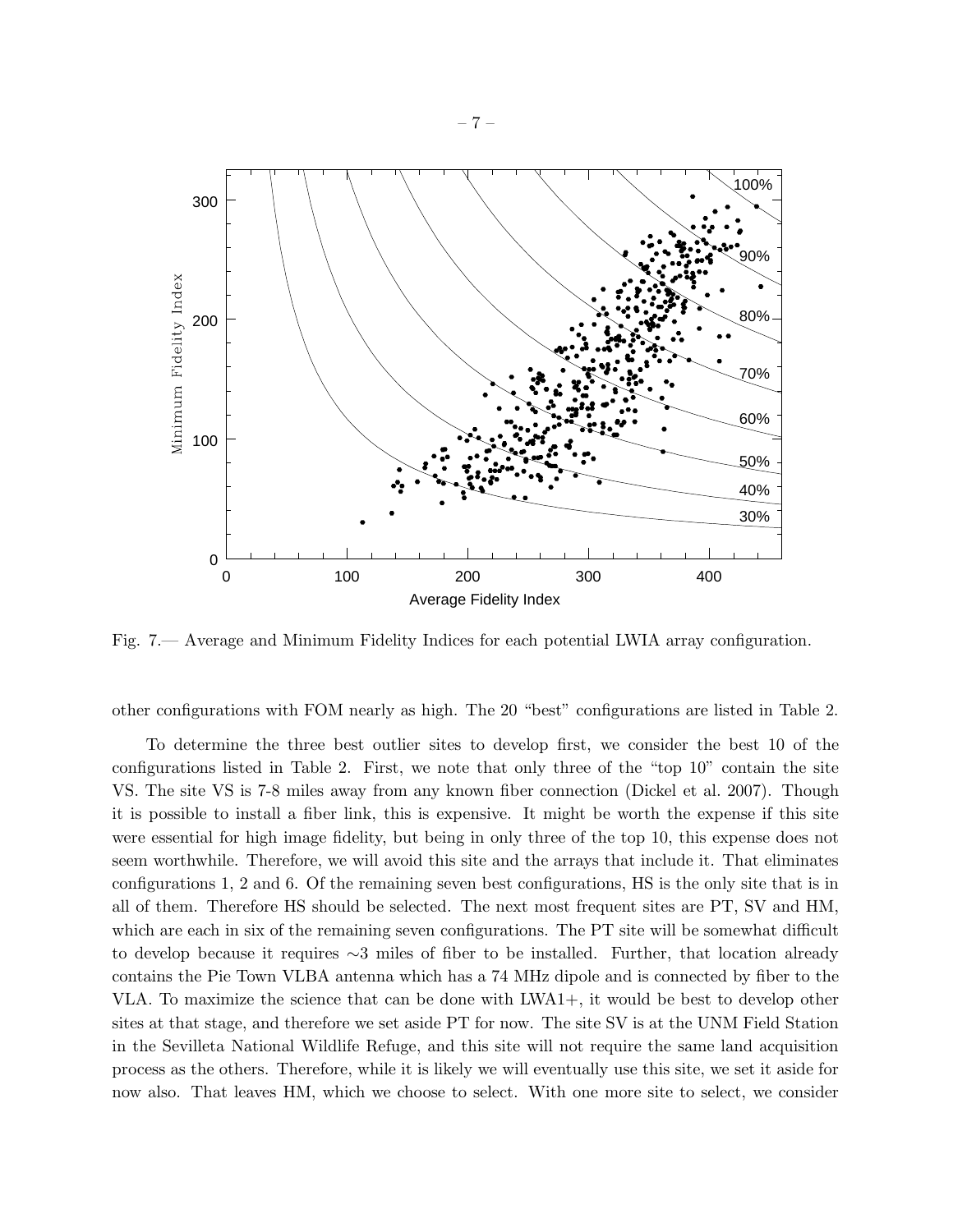Fig. 7.— Average and Minimum Fidelity Indices for each potential LWIA array configuration.

other configurations with FOM nearly as high. The 20 "best" configurations are listed in Table 2.

To determine the three best outlier sites to develop first, we consider the best 10 of the configurations listed in Table 2. First, we note that only three of the "top 10" contain the site VS. The site VS is 7-8 miles away from any known fiber connection (Dickel et al. 2007). Though it is possible to install a fiber link, this is expensive. It might be worth the expense if this site were essential for high image fidelity, but being in only three of the top 10, this expense does not seem worthwhile. Therefore, we will avoid this site and the arrays that include it. That eliminates configurations 1, 2 and 6. Of the remaining seven best configurations, HS is the only site that is in all of them. Therefore HS should be selected. The next most frequent sites are PT, SV and HM, which are each in six of the remaining seven configurations. The PT site will be somewhat difficult to develop because it requires $\sim$3 miles of fiber to be installed. Further, that location already contains the Pie Town VLBA antenna which has a 74 MHz dipole and is connected by fiber to the VLA. To maximize the science that can be done with LWA1+, it would be best to develop other sites at that stage, and therefore we set aside PT for now. The site SV is at the UNM Field Station in the Sevilleta National Wildlife Refuge, and this site will not require the same land acquisition process as the others. Therefore, while it is likely we will eventually use this site, we set it aside for now also. That leaves HM, which we choose to select. With one more site to select, we consider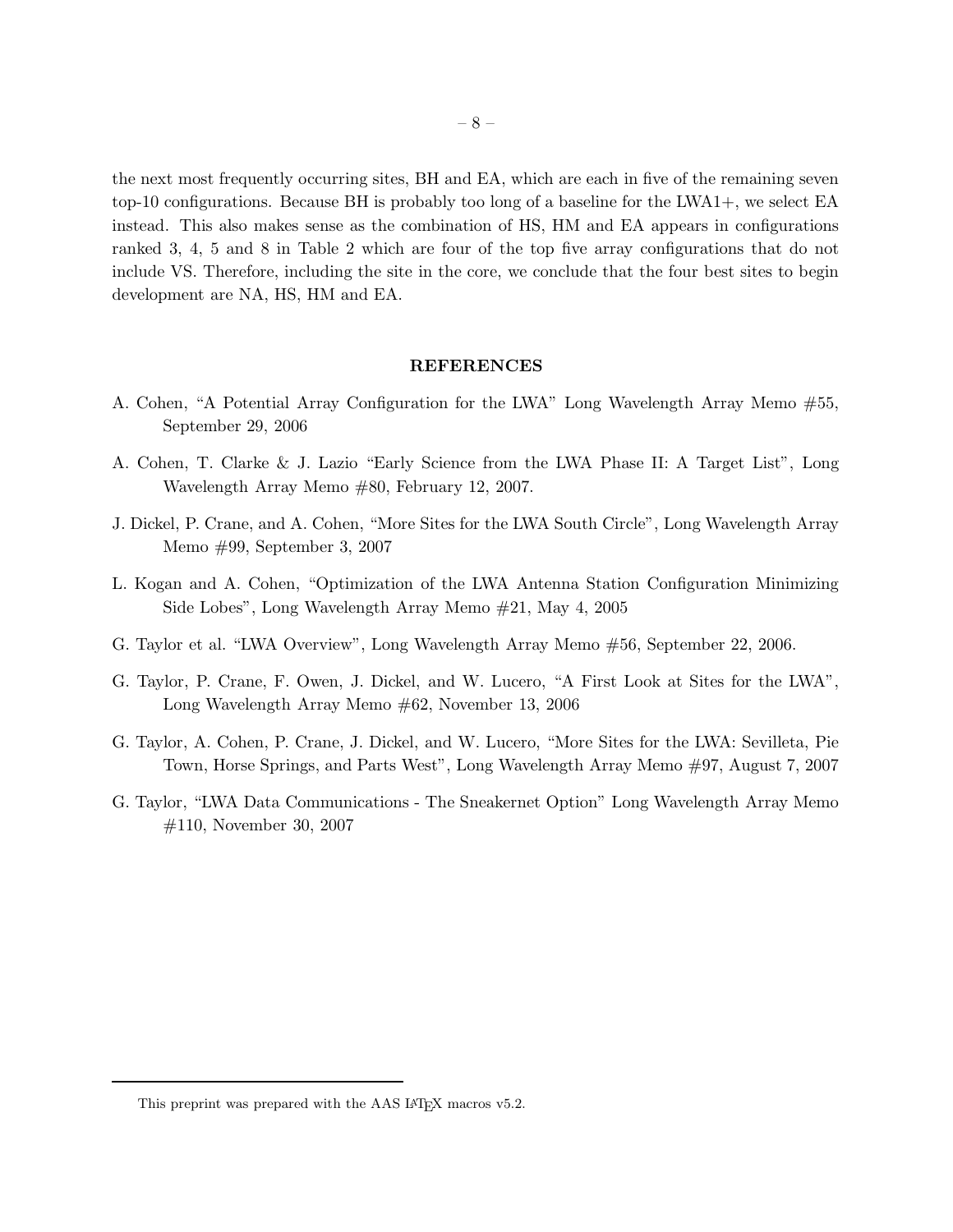the next most frequently occurring sites, BH and EA, which are each in five of the remaining seven top-10 configurations. Because BH is probably too long of a baseline for the LWA1+, we select EA instead. This also makes sense as the combination of HS, HM and EA appears in configurations ranked 3, 4, 5 and 8 in Table 2 which are four of the top five array configurations that do not include VS. Therefore, including the site in the core, we conclude that the four best sites to begin development are NA, HS, HM and EA.

## REFERENCES

A. Cohen, "A Potential Array Configuration for the LWA" Long Wavelength Array Memo #55, September 29, 2006

A. Cohen, T. Clarke & J. Lazio "Early Science from the LWA Phase II: A Target List", Long Wavelength Array Memo #80, February 12, 2007.

J. Dickel, P. Crane, and A. Cohen, "More Sites for the LWA South Circle", Long Wavelength Array Memo #99, September 3, 2007

L. Kogan and A. Cohen, "Optimization of the LWA Antenna Station Configuration Minimizing Side Lobes", Long Wavelength Array Memo #21, May 4, 2005

G. Taylor et al. "LWA Overview", Long Wavelength Array Memo #56, September 22, 2006.

G. Taylor, P. Crane, F. Owen, J. Dickel, and W. Lucero, "A First Look at Sites for the LWA", Long Wavelength Array Memo #62, November 13, 2006

G. Taylor, A. Cohen, P. Crane, J. Dickel, and W. Lucero, "More Sites for the LWA: Sevilleta, Pie Town, Horse Springs, and Parts West", Long Wavelength Array Memo #97, August 7, 2007

G. Taylor, "LWA Data Communications - The Sneakernet Option" Long Wavelength Array Memo #110, November 30, 2007

This preprint was prepared with the AAS LaTeX macros v5.2.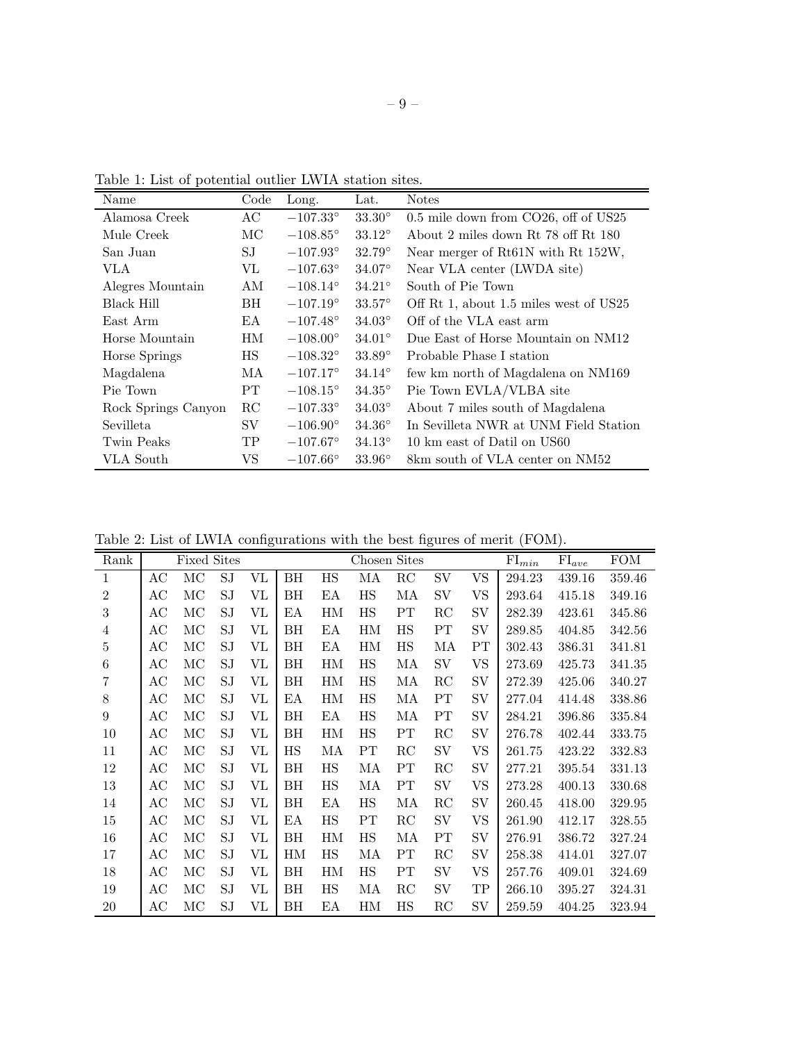Table 1: List of potential outlier LWIA station sites.

| Name | Code | Long. | Lat. | Notes |
|---|---|---|---|---|
| Alamosa Creek | AC | $-107.33°$ | $33.30°$ | 0.5 mile down from CO26, off of US25 |
| Mule Creek | MC | $-108.85°$ | $33.12°$ | About 2 miles down Rt 78 off Rt 180 |
| San Juan | SJ | $-107.93°$ | $32.79°$ | Near merger of Rt61N with Rt 152W, |
| VLA | VL | $-107.63°$ | $34.07°$ | Near VLA center (LWDA site) |
| Alegres Mountain | AM | $-108.14°$ | $34.21°$ | South of Pie Town |
| Black Hill | BH | $-107.19°$ | $33.57°$ | Off Rt 1, about 1.5 miles west of US25 |
| East Arm | EA | $-107.48°$ | $34.03°$ | Off of the VLA east arm |
| Horse Mountain | HM | $-108.00°$ | $34.01°$ | Due East of Horse Mountain on NM12 |
| Horse Springs | HS | $-108.32°$ | $33.89°$ | Probable Phase I station |
| Magdalena | MA | $-107.17°$ | $34.14°$ | few km north of Magdalena on NM169 |
| Pie Town | PT | $-108.15°$ | $34.35°$ | Pie Town EVLA/VLBA site |
| Rock Springs Canyon | RC | $-107.33°$ | $34.03°$ | About 7 miles south of Magdalena |
| Sevilleta | SV | $-106.90°$ | $34.36°$ | In Sevilleta NWR at UNM Field Station |
| Twin Peaks | TP | $-107.67°$ | $34.13°$ | 10 km east of Datil on US60 |
| VLA South | VS | $-107.66°$ | $33.96°$ | 8km south of VLA center on NM52 |

Table 2: List of LWIA configurations with the best figures of merit (FOM).

| Rank | Fixed Sites | | | | Chosen Sites | | | | | | $FI_{min}$ | $FI_{ave}$ | FOM |
|---|---|---|---|---|---|---|---|---|---|---|---|---|---|
| 1 | AC | MC | SJ | VL | BH | HS | MA | RC | SV | VS | 294.23 | 439.16 | 359.46 |
| 2 | AC | MC | SJ | VL | BH | EA | HS | MA | SV | VS | 293.64 | 415.18 | 349.16 |
| 3 | AC | MC | SJ | VL | EA | HM | HS | PT | RC | SV | 282.39 | 423.61 | 345.86 |
| 4 | AC | MC | SJ | VL | BH | EA | HM | HS | PT | SV | 289.85 | 404.85 | 342.56 |
| 5 | AC | MC | SJ | VL | BH | EA | HM | HS | MA | PT | 302.43 | 386.31 | 341.81 |
| 6 | AC | MC | SJ | VL | BH | HM | HS | MA | SV | VS | 273.69 | 425.73 | 341.35 |
| 7 | AC | MC | SJ | VL | BH | HM | HS | MA | RC | SV | 272.39 | 425.06 | 340.27 |
| 8 | AC | MC | SJ | VL | EA | HM | HS | MA | PT | SV | 277.04 | 414.48 | 338.86 |
| 9 | AC | MC | SJ | VL | BH | EA | HS | MA | PT | SV | 284.21 | 396.86 | 335.84 |
| 10 | AC | MC | SJ | VL | BH | HM | HS | PT | RC | SV | 276.78 | 402.44 | 333.75 |
| 11 | AC | MC | SJ | VL | HS | MA | PT | RC | SV | VS | 261.75 | 423.22 | 332.83 |
| 12 | AC | MC | SJ | VL | BH | HS | MA | PT | RC | SV | 277.21 | 395.54 | 331.13 |
| 13 | AC | MC | SJ | VL | BH | HS | MA | PT | SV | VS | 273.28 | 400.13 | 330.68 |
| 14 | AC | MC | SJ | VL | BH | EA | HS | MA | RC | SV | 260.45 | 418.00 | 329.95 |
| 15 | AC | MC | SJ | VL | EA | HS | PT | RC | SV | VS | 261.90 | 412.17 | 328.55 |
| 16 | AC | MC | SJ | VL | BH | HM | HS | MA | PT | SV | 276.91 | 386.72 | 327.24 |
| 17 | AC | MC | SJ | VL | HM | HS | MA | PT | RC | SV | 258.38 | 414.01 | 327.07 |
| 18 | AC | MC | SJ | VL | BH | HM | HS | PT | SV | VS | 257.76 | 409.01 | 324.69 |
| 19 | AC | MC | SJ | VL | BH | HS | MA | RC | SV | TP | 266.10 | 395.27 | 324.31 |
| 20 | AC | MC | SJ | VL | BH | EA | HM | HS | RC | SV | 259.59 | 404.25 | 323.94 |